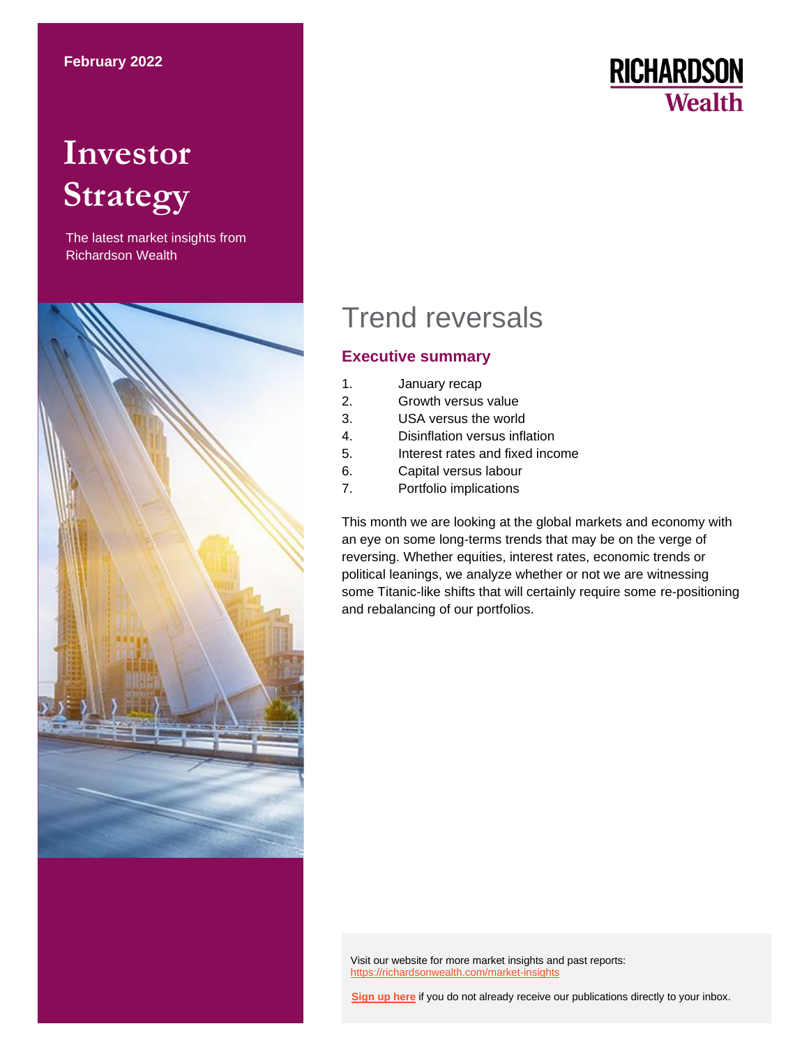February 2022

# Investor Strategy

The latest market insights from Richardson Wealth

RICHARDSON Wealth

## Trend reversals

### Executive summary

1. January recap
2. Growth versus value
3. USA versus the world
4. Disinflation versus inflation
5. Interest rates and fixed income
6. Capital versus labour
7. Portfolio implications

This month we are looking at the global markets and economy with an eye on some long-terms trends that may be on the verge of reversing. Whether equities, interest rates, economic trends or political leanings, we analyze whether or not we are witnessing some Titanic-like shifts that will certainly require some re-positioning and rebalancing of our portfolios.

Visit our website for more market insights and past reports:
https://richardsonwealth.com/market-insights

**Sign up here** if you do not already receive our publications directly to your inbox.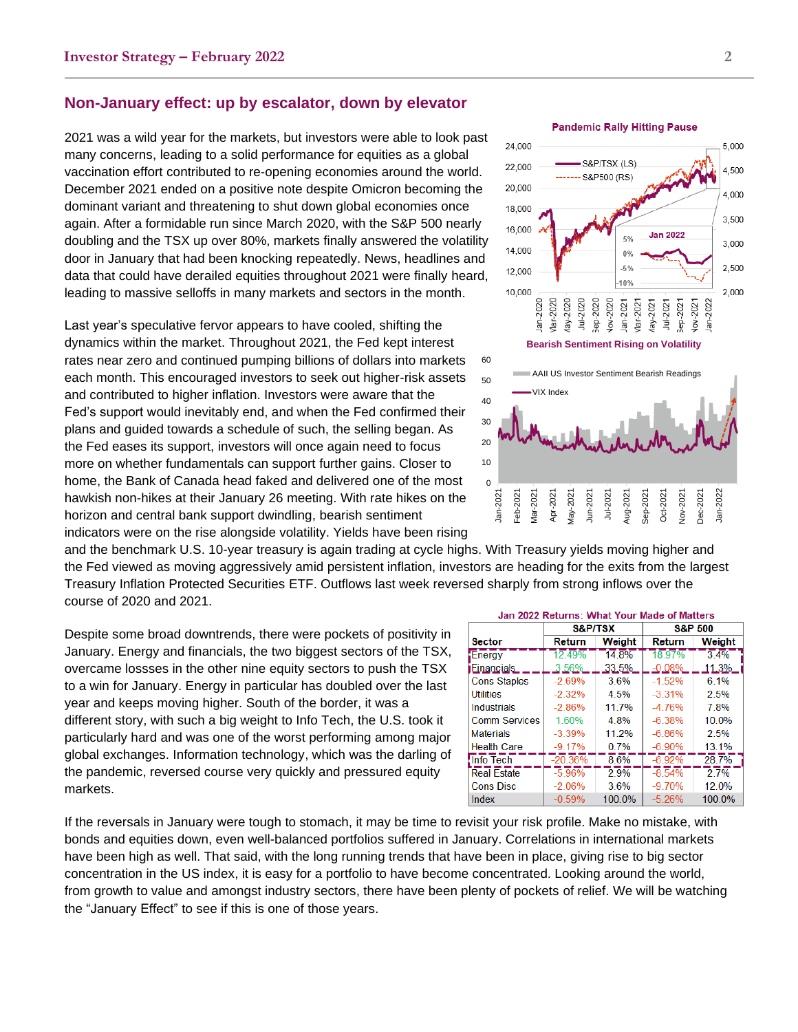## Non-January effect: up by escalator, down by elevator

2021 was a wild year for the markets, but investors were able to look past many concerns, leading to a solid performance for equities as a global vaccination effort contributed to re-opening economies around the world. December 2021 ended on a positive note despite Omicron becoming the dominant variant and threatening to shut down global economies once again. After a formidable run since March 2020, with the S&P 500 nearly doubling and the TSX up over 80%, markets finally answered the volatility door in January that had been knocking repeatedly. News, headlines and data that could have derailed equities throughout 2021 were finally heard, leading to massive selloffs in many markets and sectors in the month.

Last year's speculative fervor appears to have cooled, shifting the dynamics within the market. Throughout 2021, the Fed kept interest rates near zero and continued pumping billions of dollars into markets each month. This encouraged investors to seek out higher-risk assets and contributed to higher inflation. Investors were aware that the Fed's support would inevitably end, and when the Fed confirmed their plans and guided towards a schedule of such, the selling began. As the Fed eases its support, investors will once again need to focus more on whether fundamentals can support further gains. Closer to home, the Bank of Canada head faked and delivered one of the most hawkish non-hikes at their January 26 meeting. With rate hikes on the horizon and central bank support dwindling, bearish sentiment indicators were on the rise alongside volatility. Yields have been rising and the benchmark U.S. 10-year treasury is again trading at cycle highs. With Treasury yields moving higher and the Fed viewed as moving aggressively amid persistent inflation, investors are heading for the exits from the largest Treasury Inflation Protected Securities ETF. Outflows last week reversed sharply from strong inflows over the course of 2020 and 2021.

Pandemic Rally Hitting Pause

Bearish Sentiment Rising on Volatility

Despite some broad downtrends, there were pockets of positivity in January. Energy and financials, the two biggest sectors of the TSX, overcame lossses in the other nine equity sectors to push the TSX to a win for January. Energy in particular has doubled over the last year and keeps moving higher. South of the border, it was a different story, with such a big weight to Info Tech, the U.S. took it particularly hard and was one of the worst performing among major global exchanges. Information technology, which was the darling of the pandemic, reversed course very quickly and pressured equity markets.

**Jan 2022 Returns: What Your Made of Matters**

| Sector | S&P/TSX | | S&P 500 | |
|---|---|---|---|---|
| | Return | Weight | Return | Weight |
| Energy | 12.49% | 14.8% | 18.97% | 3.4% |
| Financials | 3.56% | 33.5% | -0.08% | 11.3% |
| Cons Staples | -2.69% | 3.6% | -1.52% | 6.1% |
| Utilities | -2.32% | 4.5% | -3.31% | 2.5% |
| Industrials | -2.86% | 11.7% | -4.76% | 7.8% |
| Comm Services | 1.60% | 4.8% | -6.38% | 10.0% |
| Materials | -3.39% | 11.2% | -6.86% | 2.5% |
| Health Care | -9.17% | 0.7% | -6.90% | 13.1% |
| Info Tech | -20.36% | 8.6% | -6.92% | 28.7% |
| Real Estate | -5.96% | 2.9% | -8.54% | 2.7% |
| Cons Disc | -2.06% | 3.6% | -9.70% | 12.0% |
| Index | -0.59% | 100.0% | -5.26% | 100.0% |

If the reversals in January were tough to stomach, it may be time to revisit your risk profile. Make no mistake, with bonds and equities down, even well-balanced portfolios suffered in January. Correlations in international markets have been high as well. That said, with the long running trends that have been in place, giving rise to big sector concentration in the US index, it is easy for a portfolio to have become concentrated. Looking around the world, from growth to value and amongst industry sectors, there have been plenty of pockets of relief. We will be watching the "January Effect" to see if this is one of those years.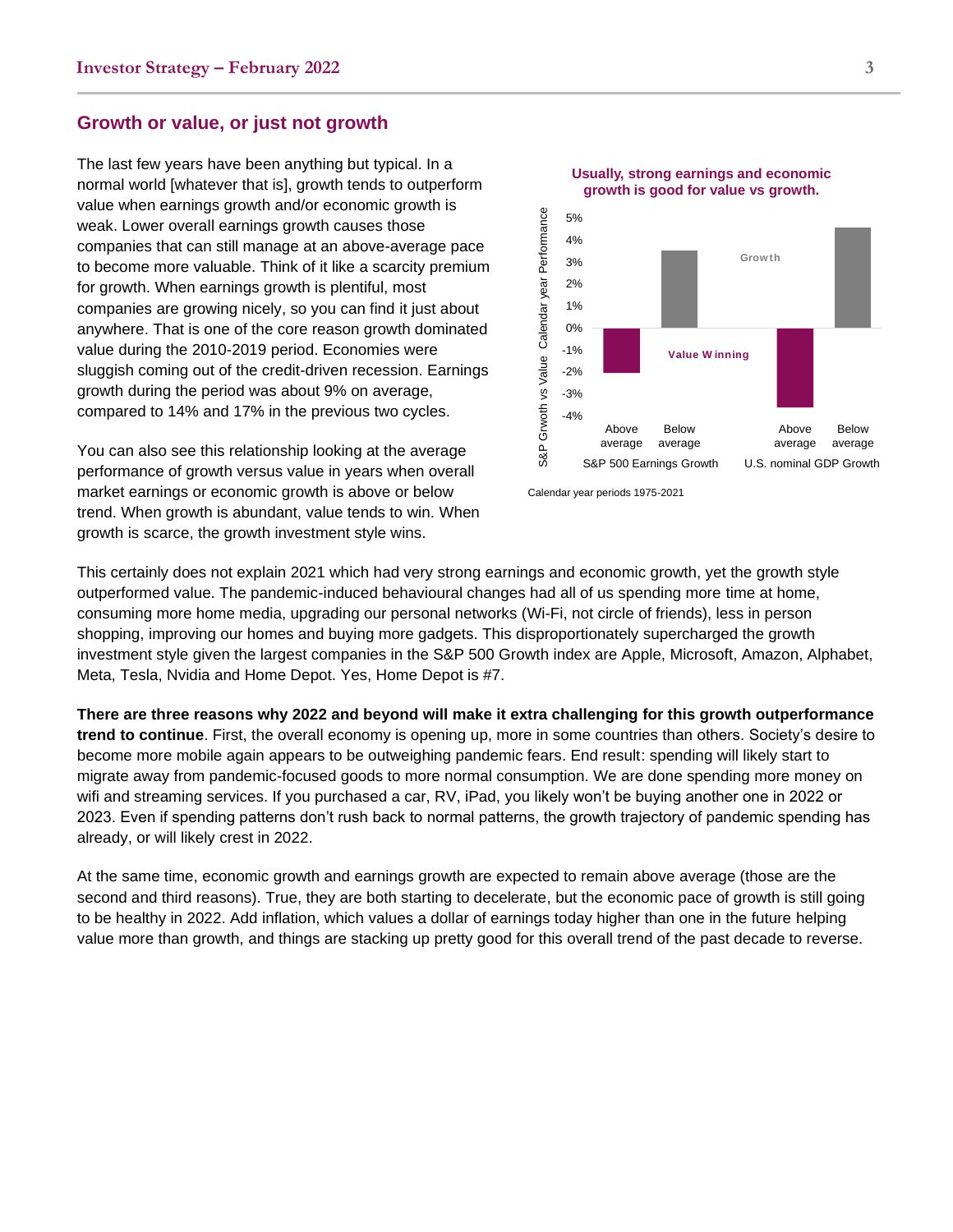## Growth or value, or just not growth

The last few years have been anything but typical. In a normal world [whatever that is], growth tends to outperform value when earnings growth and/or economic growth is weak. Lower overall earnings growth causes those companies that can still manage at an above-average pace to become more valuable. Think of it like a scarcity premium for growth. When earnings growth is plentiful, most companies are growing nicely, so you can find it just about anywhere. That is one of the core reason growth dominated value during the 2010-2019 period. Economies were sluggish coming out of the credit-driven recession. Earnings growth during the period was about 9% on average, compared to 14% and 17% in the previous two cycles.

You can also see this relationship looking at the average performance of growth versus value in years when overall market earnings or economic growth is above or below trend. When growth is abundant, value tends to win. When growth is scarce, the growth investment style wins.

**Usually, strong earnings and economic growth is good for value vs growth.**

Calendar year periods 1975-2021

This certainly does not explain 2021 which had very strong earnings and economic growth, yet the growth style outperformed value. The pandemic-induced behavioural changes had all of us spending more time at home, consuming more home media, upgrading our personal networks (Wi-Fi, not circle of friends), less in person shopping, improving our homes and buying more gadgets. This disproportionately supercharged the growth investment style given the largest companies in the S&P 500 Growth index are Apple, Microsoft, Amazon, Alphabet, Meta, Tesla, Nvidia and Home Depot. Yes, Home Depot is #7.

**There are three reasons why 2022 and beyond will make it extra challenging for this growth outperformance trend to continue**. First, the overall economy is opening up, more in some countries than others. Society's desire to become more mobile again appears to be outweighing pandemic fears. End result: spending will likely start to migrate away from pandemic-focused goods to more normal consumption. We are done spending more money on wifi and streaming services. If you purchased a car, RV, iPad, you likely won't be buying another one in 2022 or 2023. Even if spending patterns don't rush back to normal patterns, the growth trajectory of pandemic spending has already, or will likely crest in 2022.

At the same time, economic growth and earnings growth are expected to remain above average (those are the second and third reasons). True, they are both starting to decelerate, but the economic pace of growth is still going to be healthy in 2022. Add inflation, which values a dollar of earnings today higher than one in the future helping value more than growth, and things are stacking up pretty good for this overall trend of the past decade to reverse.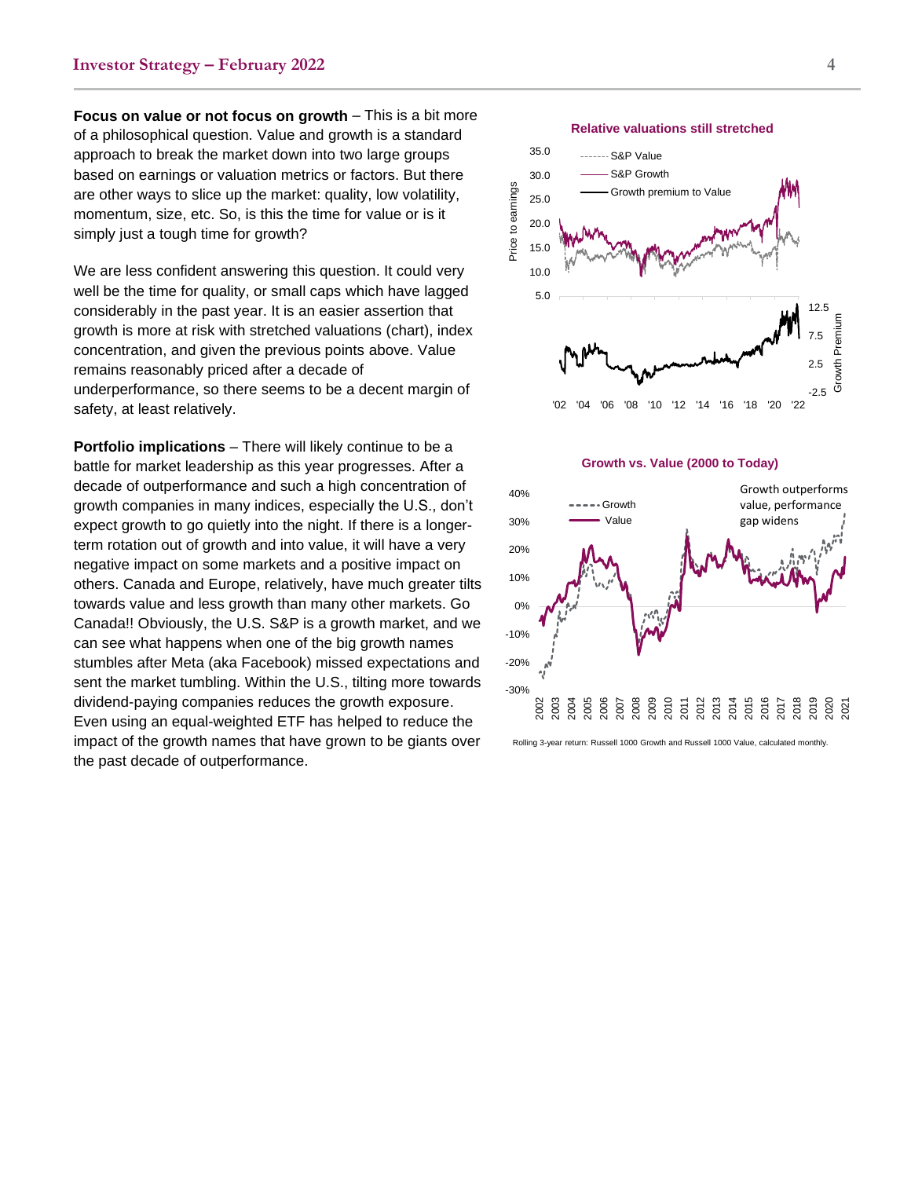**Focus on value or not focus on growth** – This is a bit more of a philosophical question. Value and growth is a standard approach to break the market down into two large groups based on earnings or valuation metrics or factors. But there are other ways to slice up the market: quality, low volatility, momentum, size, etc. So, is this the time for value or is it simply just a tough time for growth?

We are less confident answering this question. It could very well be the time for quality, or small caps which have lagged considerably in the past year. It is an easier assertion that growth is more at risk with stretched valuations (chart), index concentration, and given the previous points above. Value remains reasonably priced after a decade of underperformance, so there seems to be a decent margin of safety, at least relatively.

**Portfolio implications** – There will likely continue to be a battle for market leadership as this year progresses. After a decade of outperformance and such a high concentration of growth companies in many indices, especially the U.S., don't expect growth to go quietly into the night. If there is a longer-term rotation out of growth and into value, it will have a very negative impact on some markets and a positive impact on others. Canada and Europe, relatively, have much greater tilts towards value and less growth than many other markets. Go Canada!! Obviously, the U.S. S&P is a growth market, and we can see what happens when one of the big growth names stumbles after Meta (aka Facebook) missed expectations and sent the market tumbling. Within the U.S., tilting more towards dividend-paying companies reduces the growth exposure. Even using an equal-weighted ETF has helped to reduce the impact of the growth names that have grown to be giants over the past decade of outperformance.

**Relative valuations still stretched**

**Growth vs. Value (2000 to Today)**

Rolling 3-year return: Russell 1000 Growth and Russell 1000 Value, calculated monthly.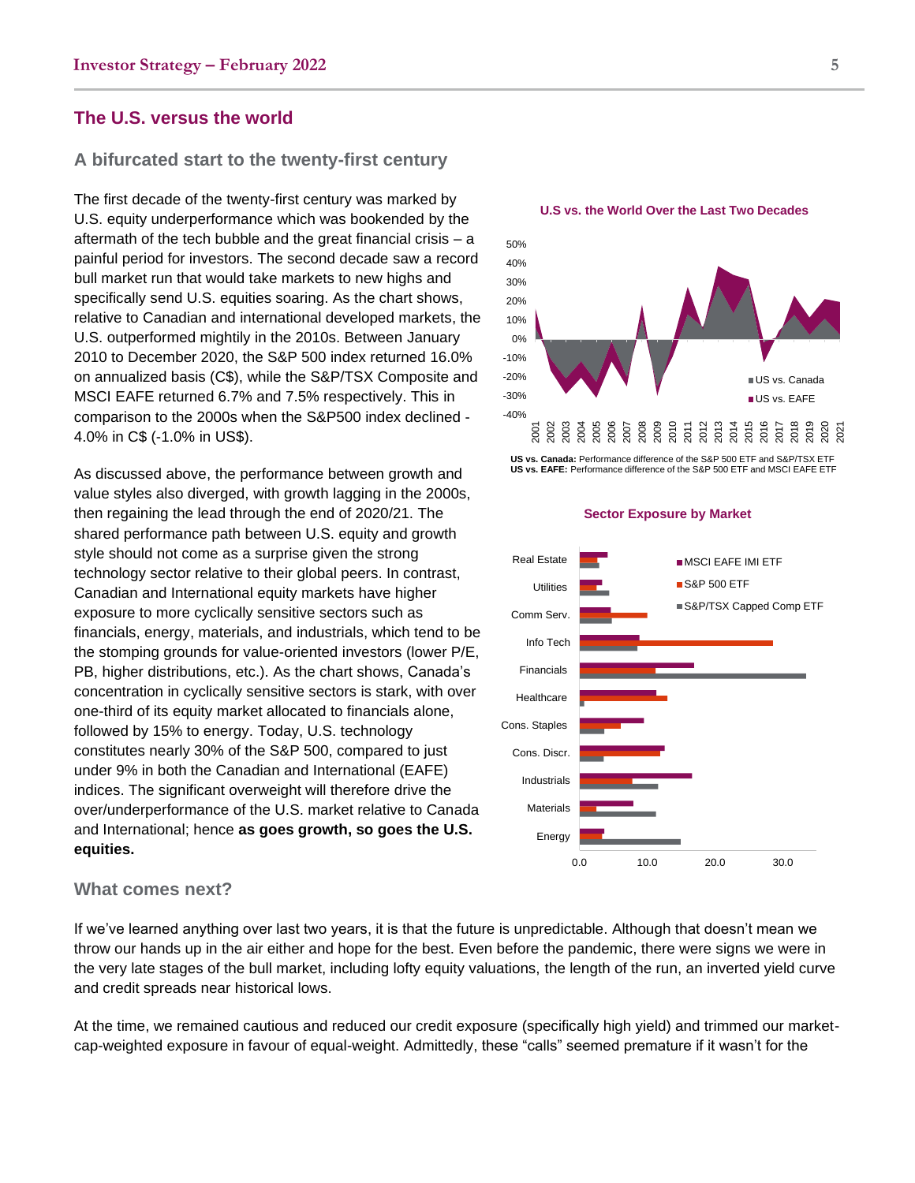## The U.S. versus the world

### A bifurcated start to the twenty-first century

The first decade of the twenty-first century was marked by U.S. equity underperformance which was bookended by the aftermath of the tech bubble and the great financial crisis – a painful period for investors. The second decade saw a record bull market run that would take markets to new highs and specifically send U.S. equities soaring. As the chart shows, relative to Canadian and international developed markets, the U.S. outperformed mightily in the 2010s. Between January 2010 to December 2020, the S&P 500 index returned 16.0% on annualized basis (C$), while the S&P/TSX Composite and MSCI EAFE returned 6.7% and 7.5% respectively. This in comparison to the 2000s when the S&P500 index declined -4.0% in C$ (-1.0% in US$).

As discussed above, the performance between growth and value styles also diverged, with growth lagging in the 2000s, then regaining the lead through the end of 2020/21. The shared performance path between U.S. equity and growth style should not come as a surprise given the strong technology sector relative to their global peers. In contrast, Canadian and International equity markets have higher exposure to more cyclically sensitive sectors such as financials, energy, materials, and industrials, which tend to be the stomping grounds for value-oriented investors (lower P/E, PB, higher distributions, etc.). As the chart shows, Canada's concentration in cyclically sensitive sectors is stark, with over one-third of its equity market allocated to financials alone, followed by 15% to energy. Today, U.S. technology constitutes nearly 30% of the S&P 500, compared to just under 9% in both the Canadian and International (EAFE) indices. The significant overweight will therefore drive the over/underperformance of the U.S. market relative to Canada and International; hence **as goes growth, so goes the U.S. equities.**

**U.S vs. the World Over the Last Two Decades**

**US vs. Canada:** Performance difference of the S&P 500 ETF and S&P/TSX ETF
**US vs. EAFE:** Performance difference of the S&P 500 ETF and MSCI EAFE ETF

**Sector Exposure by Market**

### What comes next?

If we've learned anything over last two years, it is that the future is unpredictable. Although that doesn't mean we throw our hands up in the air either and hope for the best. Even before the pandemic, there were signs we were in the very late stages of the bull market, including lofty equity valuations, the length of the run, an inverted yield curve and credit spreads near historical lows.

At the time, we remained cautious and reduced our credit exposure (specifically high yield) and trimmed our market-cap-weighted exposure in favour of equal-weight. Admittedly, these "calls" seemed premature if it wasn't for the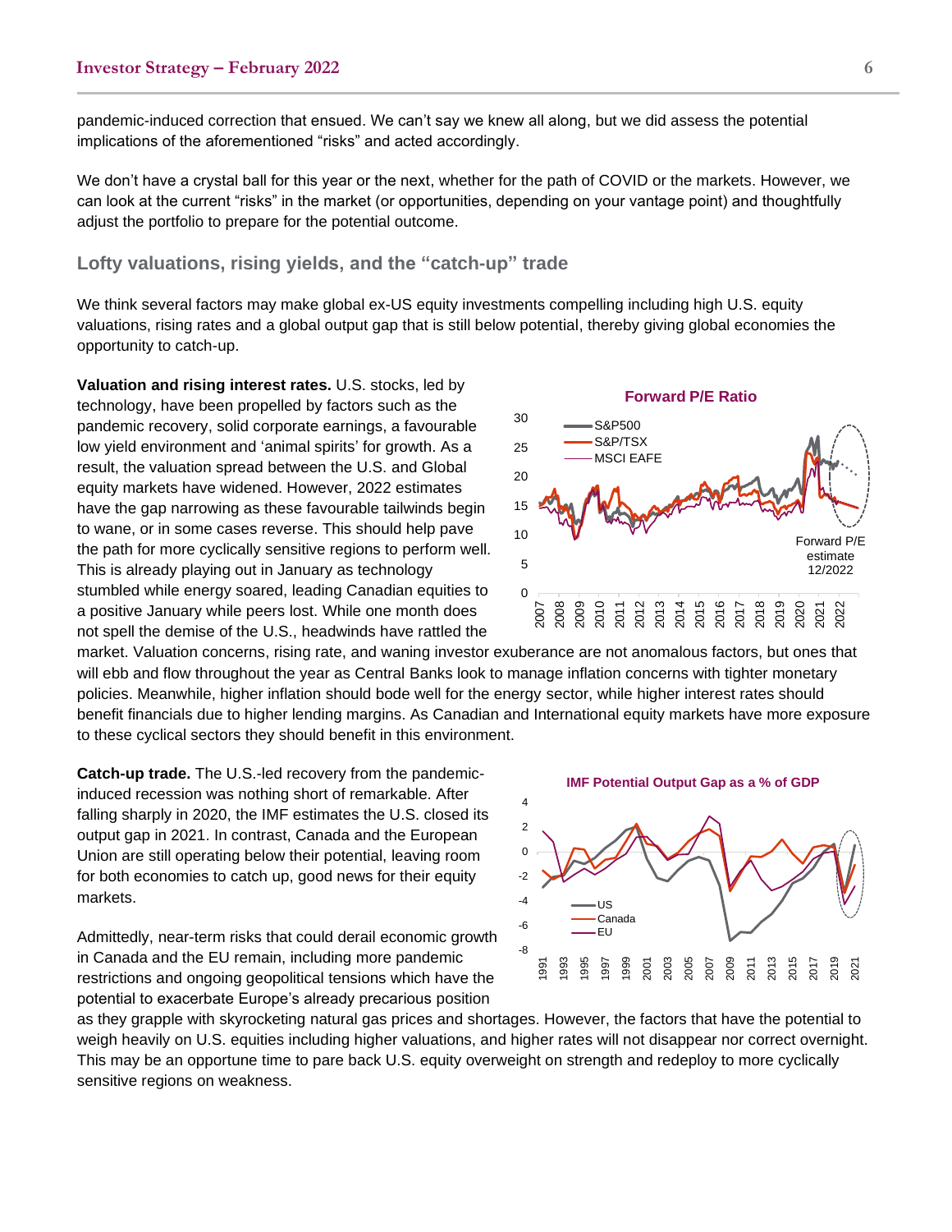pandemic-induced correction that ensued. We can't say we knew all along, but we did assess the potential implications of the aforementioned "risks" and acted accordingly.

We don't have a crystal ball for this year or the next, whether for the path of COVID or the markets. However, we can look at the current "risks" in the market (or opportunities, depending on your vantage point) and thoughtfully adjust the portfolio to prepare for the potential outcome.

## Lofty valuations, rising yields, and the "catch-up" trade

We think several factors may make global ex-US equity investments compelling including high U.S. equity valuations, rising rates and a global output gap that is still below potential, thereby giving global economies the opportunity to catch-up.

**Valuation and rising interest rates.** U.S. stocks, led by technology, have been propelled by factors such as the pandemic recovery, solid corporate earnings, a favourable low yield environment and 'animal spirits' for growth. As a result, the valuation spread between the U.S. and Global equity markets have widened. However, 2022 estimates have the gap narrowing as these favourable tailwinds begin to wane, or in some cases reverse. This should help pave the path for more cyclically sensitive regions to perform well. This is already playing out in January as technology stumbled while energy soared, leading Canadian equities to a positive January while peers lost. While one month does not spell the demise of the U.S., headwinds have rattled the market. Valuation concerns, rising rate, and waning investor exuberance are not anomalous factors, but ones that will ebb and flow throughout the year as Central Banks look to manage inflation concerns with tighter monetary policies. Meanwhile, higher inflation should bode well for the energy sector, while higher interest rates should benefit financials due to higher lending margins. As Canadian and International equity markets have more exposure to these cyclical sectors they should benefit in this environment.

**Forward P/E Ratio**

(Chart: S&P500, S&P/TSX, MSCI EAFE, 2007–2022; Forward P/E estimate 12/2022)

**Catch-up trade.** The U.S.-led recovery from the pandemic-induced recession was nothing short of remarkable. After falling sharply in 2020, the IMF estimates the U.S. closed its output gap in 2021. In contrast, Canada and the European Union are still operating below their potential, leaving room for both economies to catch up, good news for their equity markets.

**IMF Potential Output Gap as a % of GDP**

(Chart: US, Canada, EU, 1991–2021)

Admittedly, near-term risks that could derail economic growth in Canada and the EU remain, including more pandemic restrictions and ongoing geopolitical tensions which have the potential to exacerbate Europe's already precarious position as they grapple with skyrocketing natural gas prices and shortages. However, the factors that have the potential to weigh heavily on U.S. equities including higher valuations, and higher rates will not disappear nor correct overnight. This may be an opportune time to pare back U.S. equity overweight on strength and redeploy to more cyclically sensitive regions on weakness.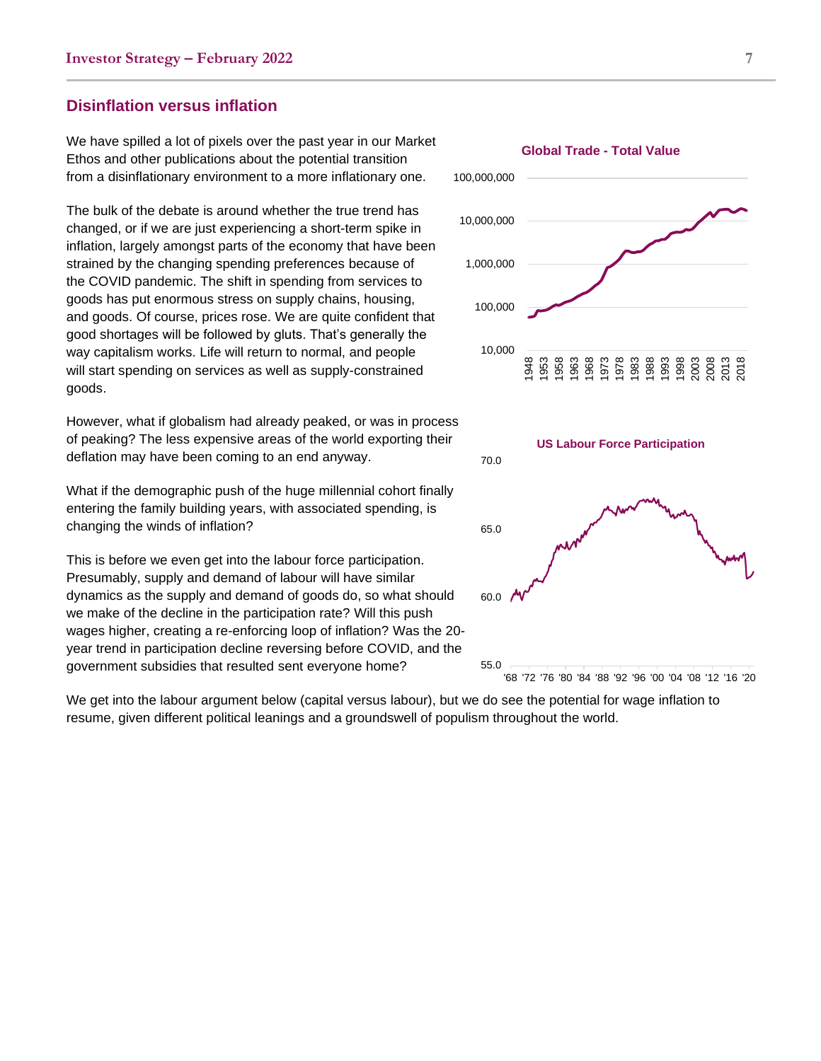## Disinflation versus inflation

We have spilled a lot of pixels over the past year in our Market Ethos and other publications about the potential transition from a disinflationary environment to a more inflationary one.

The bulk of the debate is around whether the true trend has changed, or if we are just experiencing a short-term spike in inflation, largely amongst parts of the economy that have been strained by the changing spending preferences because of the COVID pandemic. The shift in spending from services to goods has put enormous stress on supply chains, housing, and goods. Of course, prices rose. We are quite confident that good shortages will be followed by gluts. That's generally the way capitalism works. Life will return to normal, and people will start spending on services as well as supply-constrained goods.

However, what if globalism had already peaked, or was in process of peaking? The less expensive areas of the world exporting their deflation may have been coming to an end anyway.

What if the demographic push of the huge millennial cohort finally entering the family building years, with associated spending, is changing the winds of inflation?

This is before we even get into the labour force participation. Presumably, supply and demand of labour will have similar dynamics as the supply and demand of goods do, so what should we make of the decline in the participation rate? Will this push wages higher, creating a re-enforcing loop of inflation? Was the 20-year trend in participation decline reversing before COVID, and the government subsidies that resulted sent everyone home?

**Global Trade - Total Value**

**US Labour Force Participation**

We get into the labour argument below (capital versus labour), but we do see the potential for wage inflation to resume, given different political leanings and a groundswell of populism throughout the world.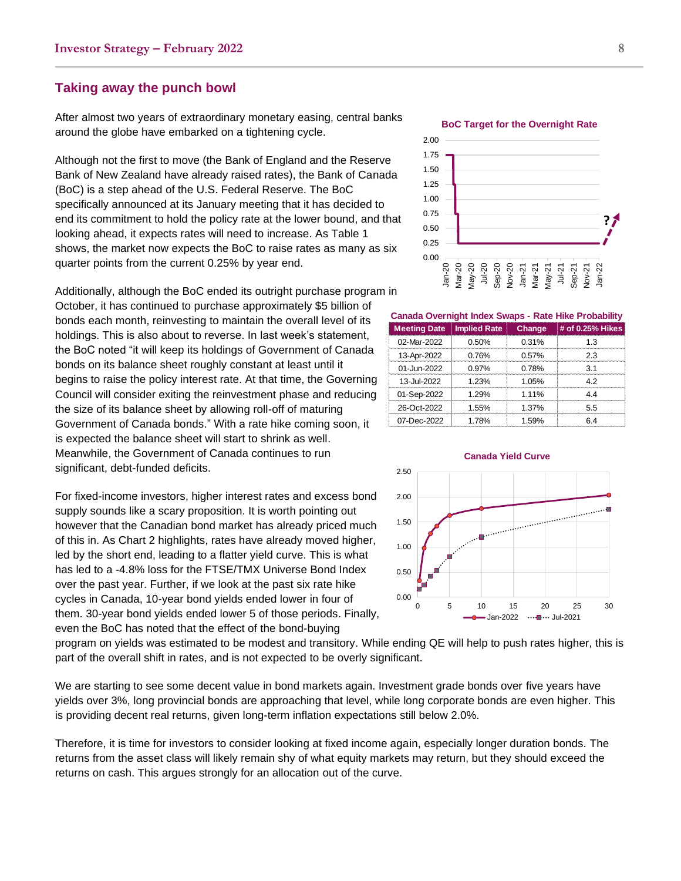## Taking away the punch bowl

After almost two years of extraordinary monetary easing, central banks around the globe have embarked on a tightening cycle.

Although not the first to move (the Bank of England and the Reserve Bank of New Zealand have already raised rates), the Bank of Canada (BoC) is a step ahead of the U.S. Federal Reserve. The BoC specifically announced at its January meeting that it has decided to end its commitment to hold the policy rate at the lower bound, and that looking ahead, it expects rates will need to increase. As Table 1 shows, the market now expects the BoC to raise rates as many as six quarter points from the current 0.25% by year end.

Additionally, although the BoC ended its outright purchase program in October, it has continued to purchase approximately $5 billion of bonds each month, reinvesting to maintain the overall level of its holdings. This is also about to reverse. In last week's statement, the BoC noted "it will keep its holdings of Government of Canada bonds on its balance sheet roughly constant at least until it begins to raise the policy interest rate. At that time, the Governing Council will consider exiting the reinvestment phase and reducing the size of its balance sheet by allowing roll-off of maturing Government of Canada bonds." With a rate hike coming soon, it is expected the balance sheet will start to shrink as well. Meanwhile, the Government of Canada continues to run significant, debt-funded deficits.

For fixed-income investors, higher interest rates and excess bond supply sounds like a scary proposition. It is worth pointing out however that the Canadian bond market has already priced much of this in. As Chart 2 highlights, rates have already moved higher, led by the short end, leading to a flatter yield curve. This is what has led to a -4.8% loss for the FTSE/TMX Universe Bond Index over the past year. Further, if we look at the past six rate hike cycles in Canada, 10-year bond yields ended lower in four of them. 30-year bond yields ended lower 5 of those periods. Finally, even the BoC has noted that the effect of the bond-buying program on yields was estimated to be modest and transitory. While ending QE will help to push rates higher, this is part of the overall shift in rates, and is not expected to be overly significant.

**BoC Target for the Overnight Rate**

**Canada Overnight Index Swaps - Rate Hike Probability**

| Meeting Date | Implied Rate | Change | # of 0.25% Hikes |
|---|---|---|---|
| 02-Mar-2022 | 0.50% | 0.31% | 1.3 |
| 13-Apr-2022 | 0.76% | 0.57% | 2.3 |
| 01-Jun-2022 | 0.97% | 0.78% | 3.1 |
| 13-Jul-2022 | 1.23% | 1.05% | 4.2 |
| 01-Sep-2022 | 1.29% | 1.11% | 4.4 |
| 26-Oct-2022 | 1.55% | 1.37% | 5.5 |
| 07-Dec-2022 | 1.78% | 1.59% | 6.4 |

**Canada Yield Curve**

We are starting to see some decent value in bond markets again. Investment grade bonds over five years have yields over 3%, long provincial bonds are approaching that level, while long corporate bonds are even higher. This is providing decent real returns, given long-term inflation expectations still below 2.0%.

Therefore, it is time for investors to consider looking at fixed income again, especially longer duration bonds. The returns from the asset class will likely remain shy of what equity markets may return, but they should exceed the returns on cash. This argues strongly for an allocation out of the curve.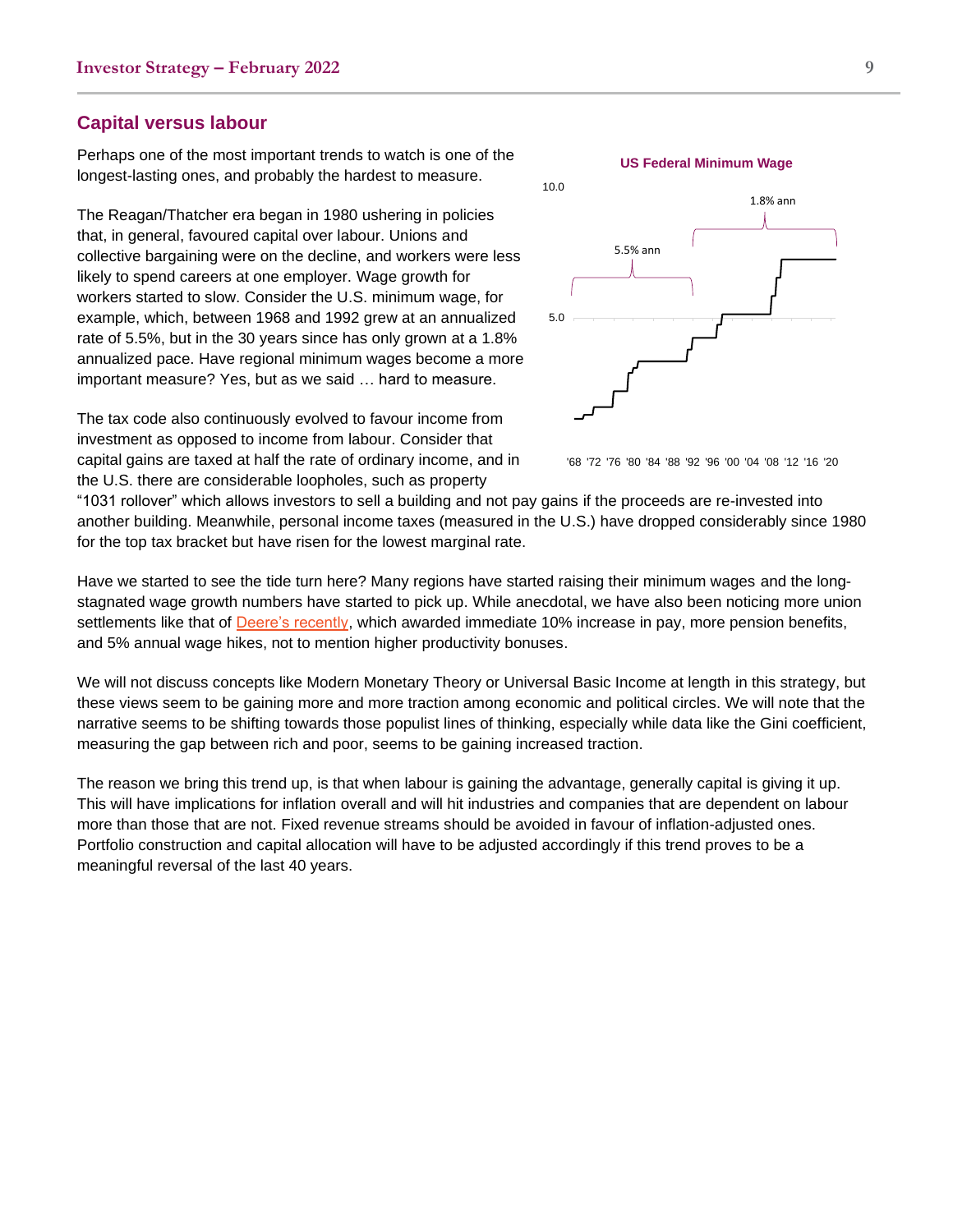## Capital versus labour

Perhaps one of the most important trends to watch is one of the longest-lasting ones, and probably the hardest to measure.

The Reagan/Thatcher era began in 1980 ushering in policies that, in general, favoured capital over labour. Unions and collective bargaining were on the decline, and workers were less likely to spend careers at one employer. Wage growth for workers started to slow. Consider the U.S. minimum wage, for example, which, between 1968 and 1992 grew at an annualized rate of 5.5%, but in the 30 years since has only grown at a 1.8% annualized pace. Have regional minimum wages become a more important measure? Yes, but as we said … hard to measure.

**US Federal Minimum Wage**

The tax code also continuously evolved to favour income from investment as opposed to income from labour. Consider that capital gains are taxed at half the rate of ordinary income, and in the U.S. there are considerable loopholes, such as property "1031 rollover" which allows investors to sell a building and not pay gains if the proceeds are re-invested into another building. Meanwhile, personal income taxes (measured in the U.S.) have dropped considerably since 1980 for the top tax bracket but have risen for the lowest marginal rate.

Have we started to see the tide turn here? Many regions have started raising their minimum wages and the long-stagnated wage growth numbers have started to pick up. While anecdotal, we have also been noticing more union settlements like that of Deere's recently, which awarded immediate 10% increase in pay, more pension benefits, and 5% annual wage hikes, not to mention higher productivity bonuses.

We will not discuss concepts like Modern Monetary Theory or Universal Basic Income at length in this strategy, but these views seem to be gaining more and more traction among economic and political circles. We will note that the narrative seems to be shifting towards those populist lines of thinking, especially while data like the Gini coefficient, measuring the gap between rich and poor, seems to be gaining increased traction.

The reason we bring this trend up, is that when labour is gaining the advantage, generally capital is giving it up. This will have implications for inflation overall and will hit industries and companies that are dependent on labour more than those that are not. Fixed revenue streams should be avoided in favour of inflation-adjusted ones. Portfolio construction and capital allocation will have to be adjusted accordingly if this trend proves to be a meaningful reversal of the last 40 years.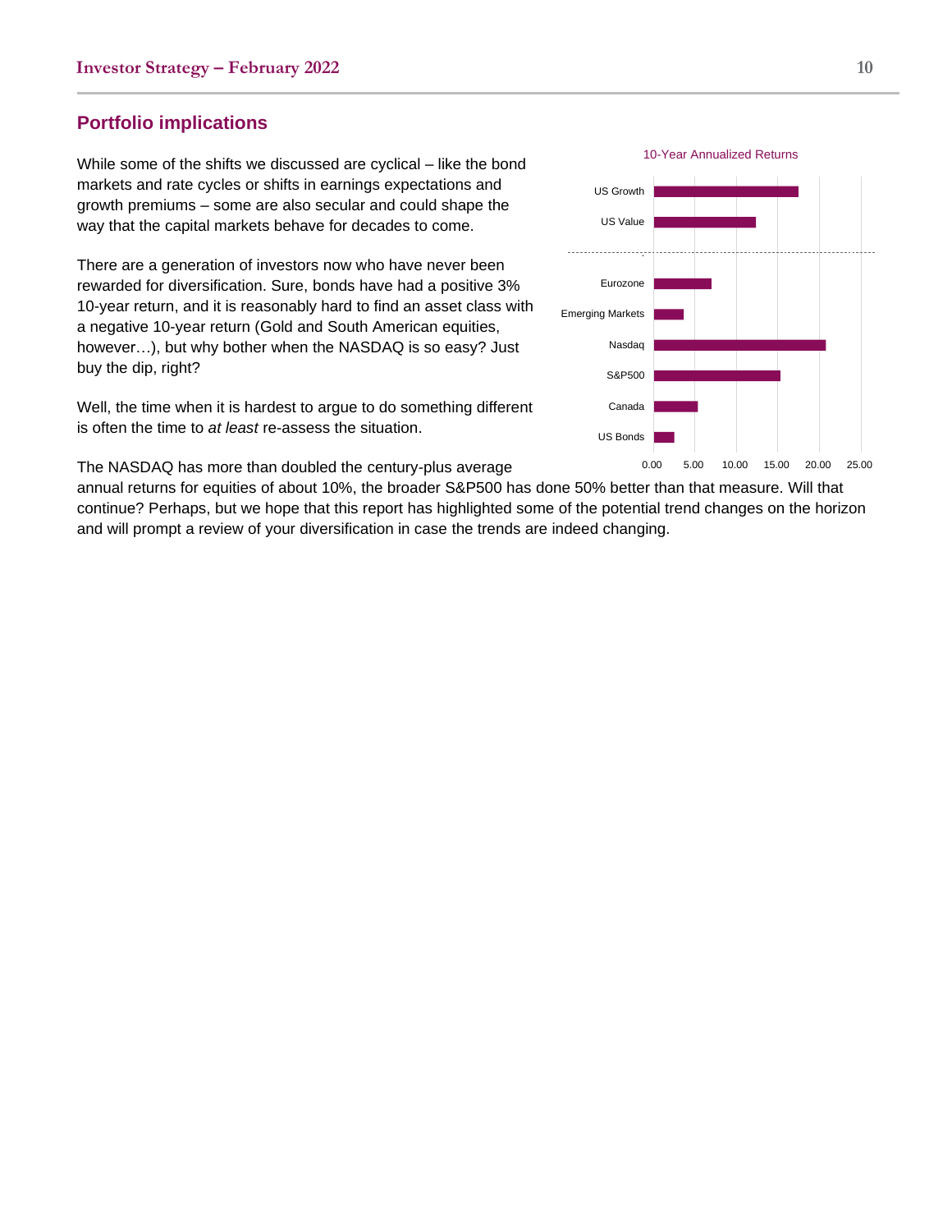## Portfolio implications

While some of the shifts we discussed are cyclical – like the bond markets and rate cycles or shifts in earnings expectations and growth premiums – some are also secular and could shape the way that the capital markets behave for decades to come.

There are a generation of investors now who have never been rewarded for diversification. Sure, bonds have had a positive 3% 10-year return, and it is reasonably hard to find an asset class with a negative 10-year return (Gold and South American equities, however…), but why bother when the NASDAQ is so easy? Just buy the dip, right?

Well, the time when it is hardest to argue to do something different is often the time to *at least* re-assess the situation.

10-Year Annualized Returns

| Asset | 10-Year Annualized Return (approx.) |
|---|---|
| US Growth | ~17.5 |
| US Value | ~12.3 |
| Eurozone | ~7.0 |
| Emerging Markets | ~3.6 |
| Nasdaq | ~20.8 |
| S&P500 | ~15.3 |
| Canada | ~5.3 |
| US Bonds | ~2.5 |

The NASDAQ has more than doubled the century-plus average annual returns for equities of about 10%, the broader S&P500 has done 50% better than that measure. Will that continue? Perhaps, but we hope that this report has highlighted some of the potential trend changes on the horizon and will prompt a review of your diversification in case the trends are indeed changing.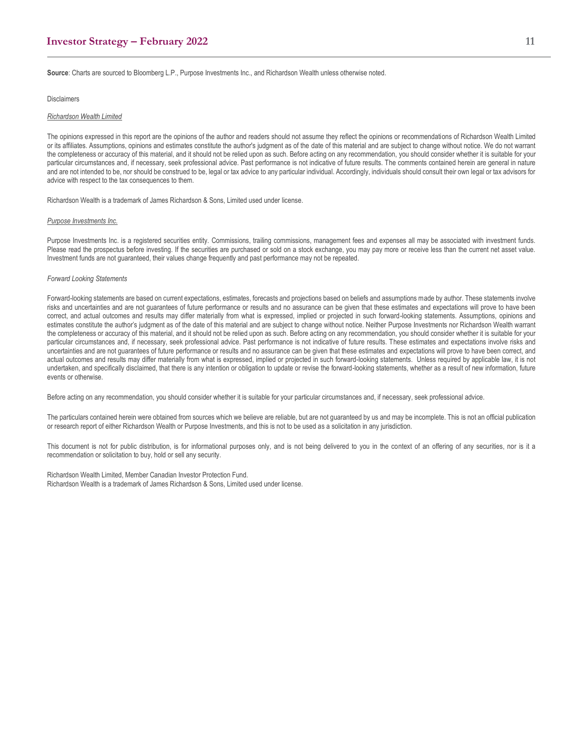**Source**: Charts are sourced to Bloomberg L.P., Purpose Investments Inc., and Richardson Wealth unless otherwise noted.

Disclaimers

*Richardson Wealth Limited*

The opinions expressed in this report are the opinions of the author and readers should not assume they reflect the opinions or recommendations of Richardson Wealth Limited or its affiliates. Assumptions, opinions and estimates constitute the author's judgment as of the date of this material and are subject to change without notice. We do not warrant the completeness or accuracy of this material, and it should not be relied upon as such. Before acting on any recommendation, you should consider whether it is suitable for your particular circumstances and, if necessary, seek professional advice. Past performance is not indicative of future results. The comments contained herein are general in nature and are not intended to be, nor should be construed to be, legal or tax advice to any particular individual. Accordingly, individuals should consult their own legal or tax advisors for advice with respect to the tax consequences to them.

Richardson Wealth is a trademark of James Richardson & Sons, Limited used under license.

*Purpose Investments Inc.*

Purpose Investments Inc. is a registered securities entity. Commissions, trailing commissions, management fees and expenses all may be associated with investment funds. Please read the prospectus before investing. If the securities are purchased or sold on a stock exchange, you may pay more or receive less than the current net asset value. Investment funds are not guaranteed, their values change frequently and past performance may not be repeated.

*Forward Looking Statements*

Forward-looking statements are based on current expectations, estimates, forecasts and projections based on beliefs and assumptions made by author. These statements involve risks and uncertainties and are not guarantees of future performance or results and no assurance can be given that these estimates and expectations will prove to have been correct, and actual outcomes and results may differ materially from what is expressed, implied or projected in such forward-looking statements. Assumptions, opinions and estimates constitute the author's judgment as of the date of this material and are subject to change without notice. Neither Purpose Investments nor Richardson Wealth warrant the completeness or accuracy of this material, and it should not be relied upon as such. Before acting on any recommendation, you should consider whether it is suitable for your particular circumstances and, if necessary, seek professional advice. Past performance is not indicative of future results. These estimates and expectations involve risks and uncertainties and are not guarantees of future performance or results and no assurance can be given that these estimates and expectations will prove to have been correct, and actual outcomes and results may differ materially from what is expressed, implied or projected in such forward-looking statements. Unless required by applicable law, it is not undertaken, and specifically disclaimed, that there is any intention or obligation to update or revise the forward-looking statements, whether as a result of new information, future events or otherwise.

Before acting on any recommendation, you should consider whether it is suitable for your particular circumstances and, if necessary, seek professional advice.

The particulars contained herein were obtained from sources which we believe are reliable, but are not guaranteed by us and may be incomplete. This is not an official publication or research report of either Richardson Wealth or Purpose Investments, and this is not to be used as a solicitation in any jurisdiction.

This document is not for public distribution, is for informational purposes only, and is not being delivered to you in the context of an offering of any securities, nor is it a recommendation or solicitation to buy, hold or sell any security.

Richardson Wealth Limited, Member Canadian Investor Protection Fund.
Richardson Wealth is a trademark of James Richardson & Sons, Limited used under license.